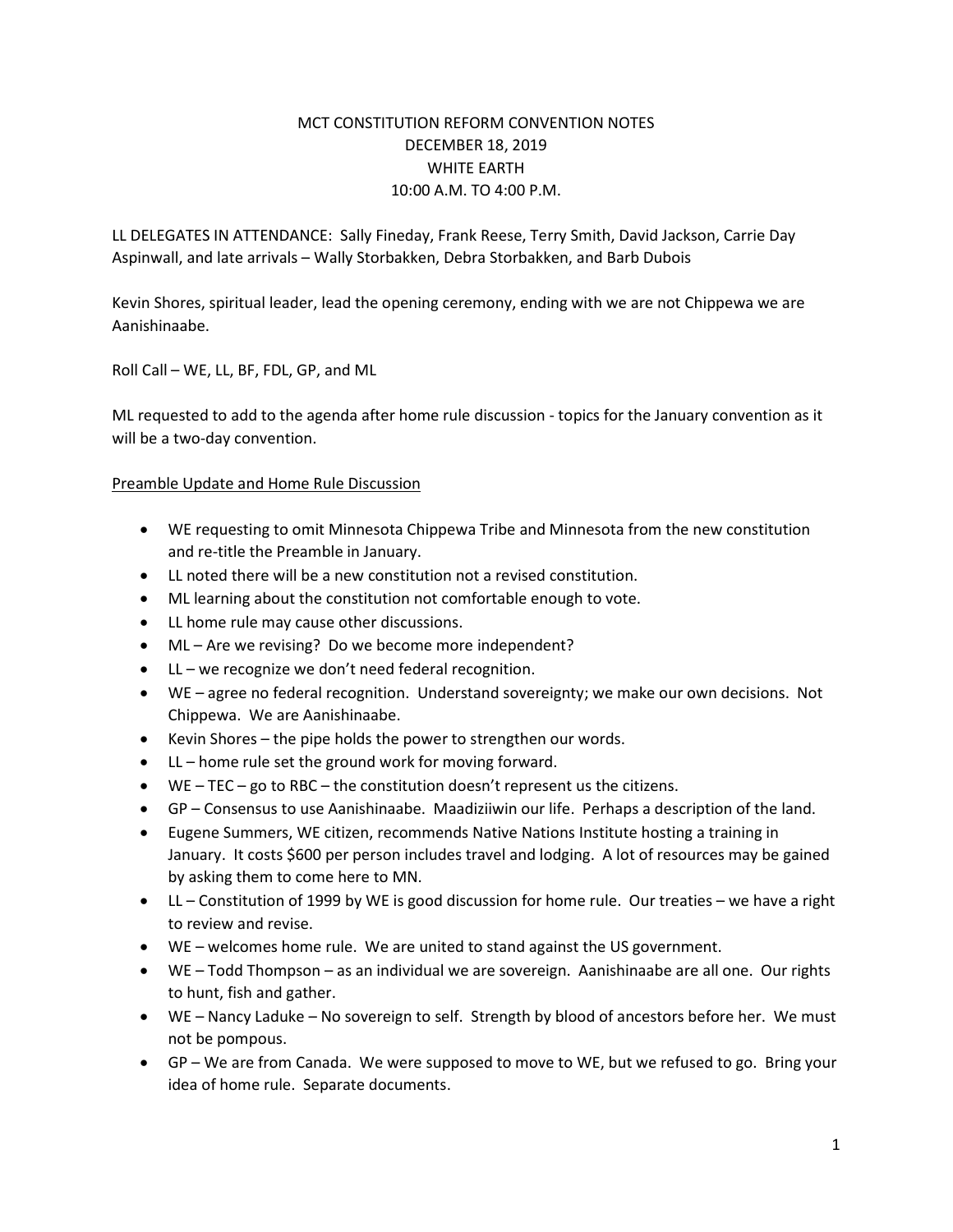# MCT CONSTITUTION REFORM CONVENTION NOTES
## DECEMBER 18, 2019
## WHITE EARTH
## 10:00 A.M. TO 4:00 P.M.

LL DELEGATES IN ATTENDANCE: Sally Fineday, Frank Reese, Terry Smith, David Jackson, Carrie Day Aspinwall, and late arrivals – Wally Storbakken, Debra Storbakken, and Barb Dubois

Kevin Shores, spiritual leader, lead the opening ceremony, ending with we are not Chippewa we are Aanishinaabe.

Roll Call – WE, LL, BF, FDL, GP, and ML

ML requested to add to the agenda after home rule discussion - topics for the January convention as it will be a two-day convention.

<u>Preamble Update and Home Rule Discussion</u>

- WE requesting to omit Minnesota Chippewa Tribe and Minnesota from the new constitution and re-title the Preamble in January.
- LL noted there will be a new constitution not a revised constitution.
- ML learning about the constitution not comfortable enough to vote.
- LL home rule may cause other discussions.
- ML – Are we revising? Do we become more independent?
- LL – we recognize we don't need federal recognition.
- WE – agree no federal recognition. Understand sovereignty; we make our own decisions. Not Chippewa. We are Aanishinaabe.
- Kevin Shores – the pipe holds the power to strengthen our words.
- LL – home rule set the ground work for moving forward.
- WE – TEC – go to RBC – the constitution doesn't represent us the citizens.
- GP – Consensus to use Aanishinaabe. Maadiziiwin our life. Perhaps a description of the land.
- Eugene Summers, WE citizen, recommends Native Nations Institute hosting a training in January. It costs $600 per person includes travel and lodging. A lot of resources may be gained by asking them to come here to MN.
- LL – Constitution of 1999 by WE is good discussion for home rule. Our treaties – we have a right to review and revise.
- WE – welcomes home rule. We are united to stand against the US government.
- WE – Todd Thompson – as an individual we are sovereign. Aanishinaabe are all one. Our rights to hunt, fish and gather.
- WE – Nancy Laduke – No sovereign to self. Strength by blood of ancestors before her. We must not be pompous.
- GP – We are from Canada. We were supposed to move to WE, but we refused to go. Bring your idea of home rule. Separate documents.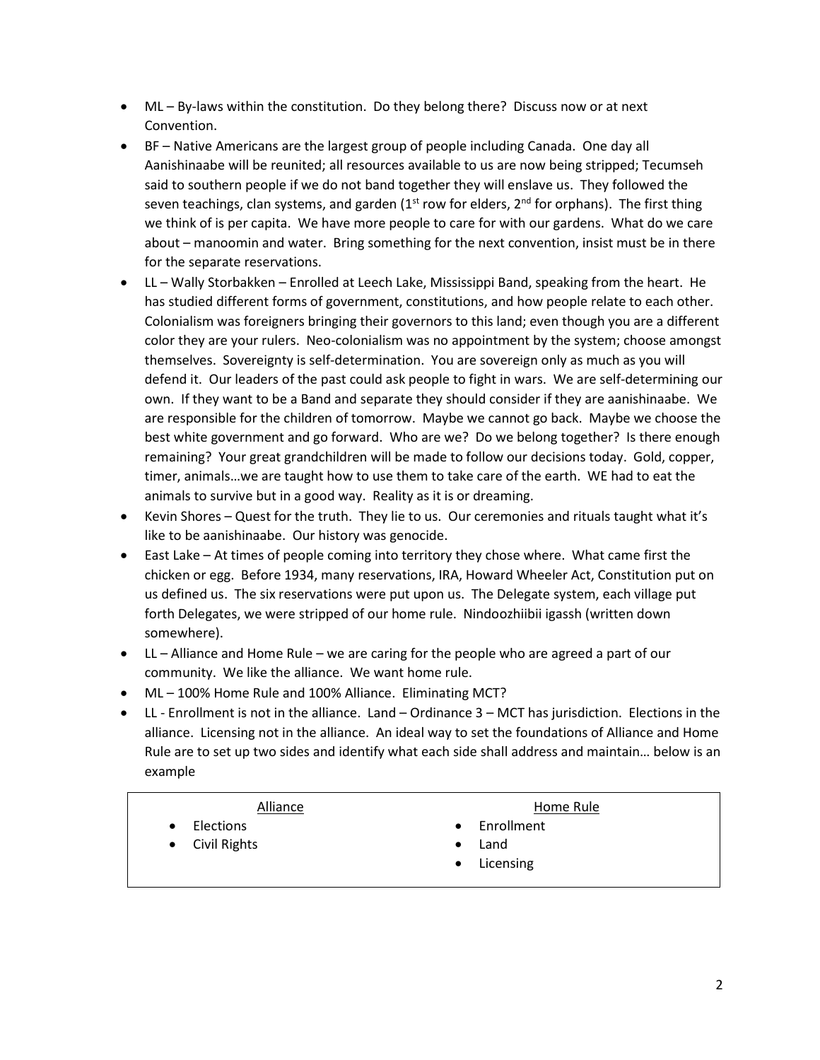- ML – By-laws within the constitution. Do they belong there? Discuss now or at next Convention.
- BF – Native Americans are the largest group of people including Canada. One day all Aanishinaabe will be reunited; all resources available to us are now being stripped; Tecumseh said to southern people if we do not band together they will enslave us. They followed the seven teachings, clan systems, and garden (1st row for elders, 2nd for orphans). The first thing we think of is per capita. We have more people to care for with our gardens. What do we care about – manoomin and water. Bring something for the next convention, insist must be in there for the separate reservations.
- LL – Wally Storbakken – Enrolled at Leech Lake, Mississippi Band, speaking from the heart. He has studied different forms of government, constitutions, and how people relate to each other. Colonialism was foreigners bringing their governors to this land; even though you are a different color they are your rulers. Neo-colonialism was no appointment by the system; choose amongst themselves. Sovereignty is self-determination. You are sovereign only as much as you will defend it. Our leaders of the past could ask people to fight in wars. We are self-determining our own. If they want to be a Band and separate they should consider if they are aanishinaabe. We are responsible for the children of tomorrow. Maybe we cannot go back. Maybe we choose the best white government and go forward. Who are we? Do we belong together? Is there enough remaining? Your great grandchildren will be made to follow our decisions today. Gold, copper, timer, animals…we are taught how to use them to take care of the earth. WE had to eat the animals to survive but in a good way. Reality as it is or dreaming.
- Kevin Shores – Quest for the truth. They lie to us. Our ceremonies and rituals taught what it's like to be aanishinaabe. Our history was genocide.
- East Lake – At times of people coming into territory they chose where. What came first the chicken or egg. Before 1934, many reservations, IRA, Howard Wheeler Act, Constitution put on us defined us. The six reservations were put upon us. The Delegate system, each village put forth Delegates, we were stripped of our home rule. Nindoozhiibii igassh (written down somewhere).
- LL – Alliance and Home Rule – we are caring for the people who are agreed a part of our community. We like the alliance. We want home rule.
- ML – 100% Home Rule and 100% Alliance. Eliminating MCT?
- LL - Enrollment is not in the alliance. Land – Ordinance 3 – MCT has jurisdiction. Elections in the alliance. Licensing not in the alliance. An ideal way to set the foundations of Alliance and Home Rule are to set up two sides and identify what each side shall address and maintain… below is an example

| Alliance | Home Rule |
| --- | --- |
| • Elections | • Enrollment |
| • Civil Rights | • Land |
| | • Licensing |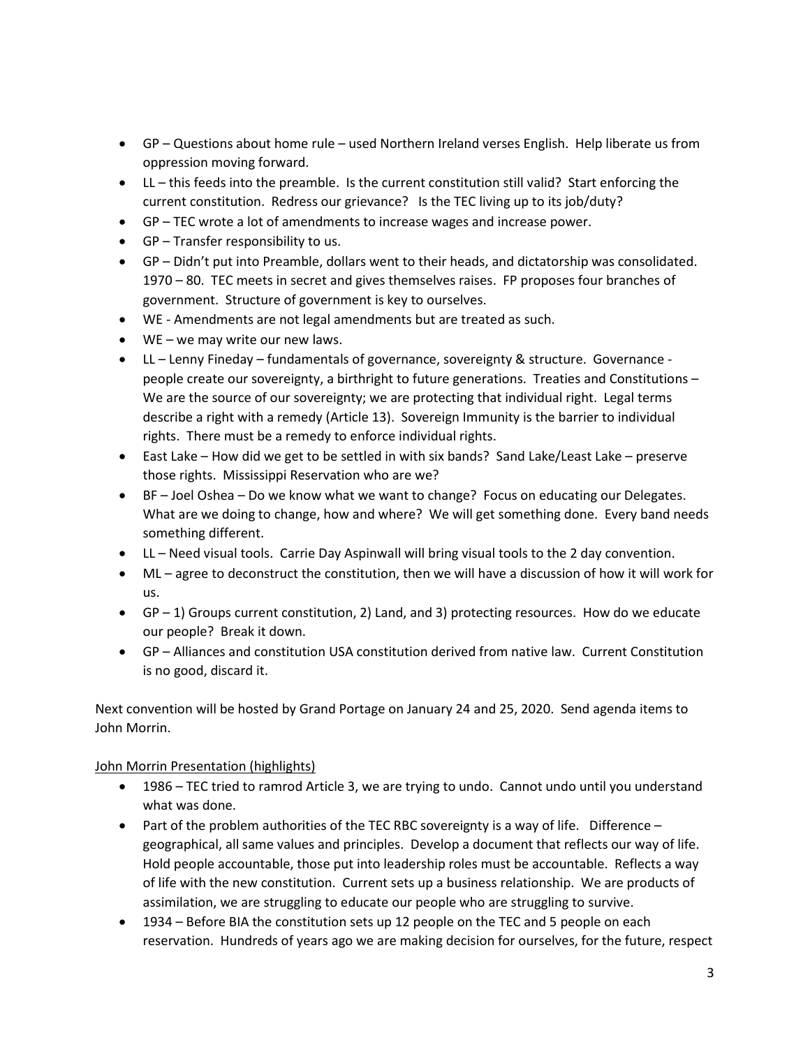- GP – Questions about home rule – used Northern Ireland verses English. Help liberate us from oppression moving forward.
- LL – this feeds into the preamble. Is the current constitution still valid? Start enforcing the current constitution. Redress our grievance? Is the TEC living up to its job/duty?
- GP – TEC wrote a lot of amendments to increase wages and increase power.
- GP – Transfer responsibility to us.
- GP – Didn't put into Preamble, dollars went to their heads, and dictatorship was consolidated. 1970 – 80. TEC meets in secret and gives themselves raises. FP proposes four branches of government. Structure of government is key to ourselves.
- WE - Amendments are not legal amendments but are treated as such.
- WE – we may write our new laws.
- LL – Lenny Fineday – fundamentals of governance, sovereignty & structure. Governance - people create our sovereignty, a birthright to future generations. Treaties and Constitutions – We are the source of our sovereignty; we are protecting that individual right. Legal terms describe a right with a remedy (Article 13). Sovereign Immunity is the barrier to individual rights. There must be a remedy to enforce individual rights.
- East Lake – How did we get to be settled in with six bands? Sand Lake/Least Lake – preserve those rights. Mississippi Reservation who are we?
- BF – Joel Oshea – Do we know what we want to change? Focus on educating our Delegates. What are we doing to change, how and where? We will get something done. Every band needs something different.
- LL – Need visual tools. Carrie Day Aspinwall will bring visual tools to the 2 day convention.
- ML – agree to deconstruct the constitution, then we will have a discussion of how it will work for us.
- GP – 1) Groups current constitution, 2) Land, and 3) protecting resources. How do we educate our people? Break it down.
- GP – Alliances and constitution USA constitution derived from native law. Current Constitution is no good, discard it.

Next convention will be hosted by Grand Portage on January 24 and 25, 2020. Send agenda items to John Morrin.

John Morrin Presentation (highlights)

- 1986 – TEC tried to ramrod Article 3, we are trying to undo. Cannot undo until you understand what was done.
- Part of the problem authorities of the TEC RBC sovereignty is a way of life. Difference – geographical, all same values and principles. Develop a document that reflects our way of life. Hold people accountable, those put into leadership roles must be accountable. Reflects a way of life with the new constitution. Current sets up a business relationship. We are products of assimilation, we are struggling to educate our people who are struggling to survive.
- 1934 – Before BIA the constitution sets up 12 people on the TEC and 5 people on each reservation. Hundreds of years ago we are making decision for ourselves, for the future, respect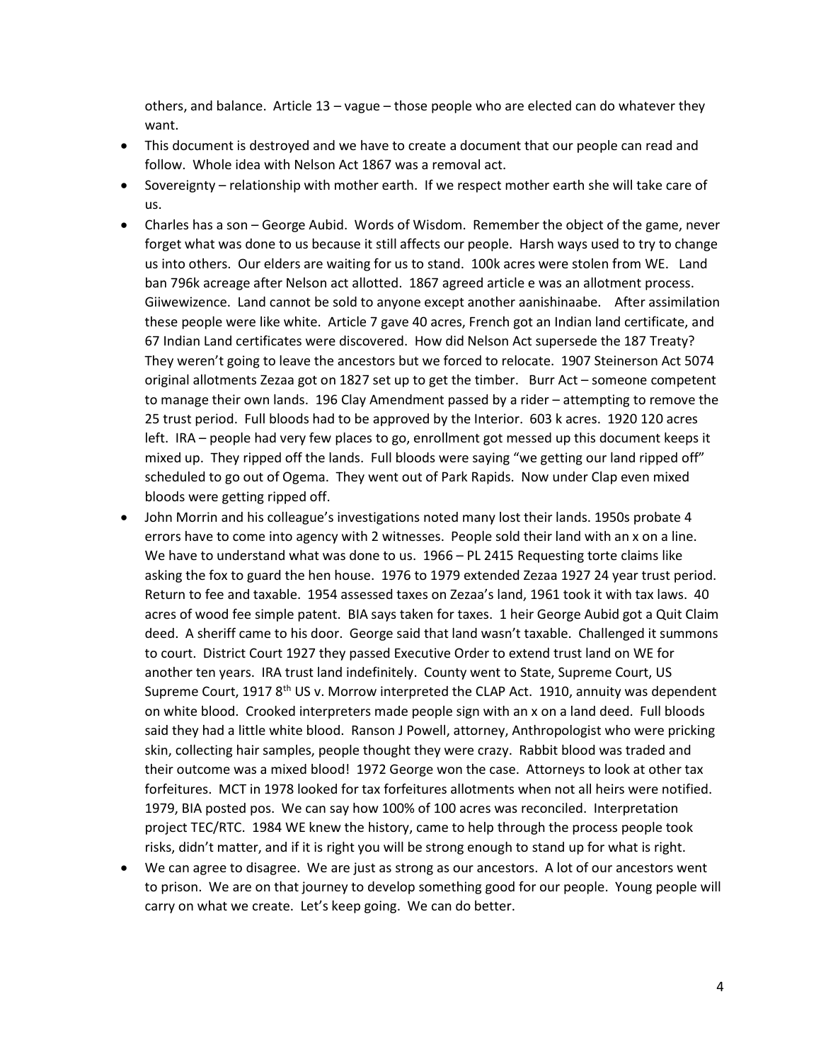others, and balance. Article 13 – vague – those people who are elected can do whatever they want.

- This document is destroyed and we have to create a document that our people can read and follow. Whole idea with Nelson Act 1867 was a removal act.
- Sovereignty – relationship with mother earth. If we respect mother earth she will take care of us.
- Charles has a son – George Aubid. Words of Wisdom. Remember the object of the game, never forget what was done to us because it still affects our people. Harsh ways used to try to change us into others. Our elders are waiting for us to stand. 100k acres were stolen from WE. Land ban 796k acreage after Nelson act allotted. 1867 agreed article e was an allotment process. Giiwewizence. Land cannot be sold to anyone except another aanishinaabe. After assimilation these people were like white. Article 7 gave 40 acres, French got an Indian land certificate, and 67 Indian Land certificates were discovered. How did Nelson Act supersede the 187 Treaty? They weren't going to leave the ancestors but we forced to relocate. 1907 Steinerson Act 5074 original allotments Zezaa got on 1827 set up to get the timber. Burr Act – someone competent to manage their own lands. 196 Clay Amendment passed by a rider – attempting to remove the 25 trust period. Full bloods had to be approved by the Interior. 603 k acres. 1920 120 acres left. IRA – people had very few places to go, enrollment got messed up this document keeps it mixed up. They ripped off the lands. Full bloods were saying "we getting our land ripped off" scheduled to go out of Ogema. They went out of Park Rapids. Now under Clap even mixed bloods were getting ripped off.
- John Morrin and his colleague's investigations noted many lost their lands. 1950s probate 4 errors have to come into agency with 2 witnesses. People sold their land with an x on a line. We have to understand what was done to us. 1966 – PL 2415 Requesting torte claims like asking the fox to guard the hen house. 1976 to 1979 extended Zezaa 1927 24 year trust period. Return to fee and taxable. 1954 assessed taxes on Zezaa's land, 1961 took it with tax laws. 40 acres of wood fee simple patent. BIA says taken for taxes. 1 heir George Aubid got a Quit Claim deed. A sheriff came to his door. George said that land wasn't taxable. Challenged it summons to court. District Court 1927 they passed Executive Order to extend trust land on WE for another ten years. IRA trust land indefinitely. County went to State, Supreme Court, US Supreme Court, 1917 8th US v. Morrow interpreted the CLAP Act. 1910, annuity was dependent on white blood. Crooked interpreters made people sign with an x on a land deed. Full bloods said they had a little white blood. Ranson J Powell, attorney, Anthropologist who were pricking skin, collecting hair samples, people thought they were crazy. Rabbit blood was traded and their outcome was a mixed blood! 1972 George won the case. Attorneys to look at other tax forfeitures. MCT in 1978 looked for tax forfeitures allotments when not all heirs were notified. 1979, BIA posted pos. We can say how 100% of 100 acres was reconciled. Interpretation project TEC/RTC. 1984 WE knew the history, came to help through the process people took risks, didn't matter, and if it is right you will be strong enough to stand up for what is right.
- We can agree to disagree. We are just as strong as our ancestors. A lot of our ancestors went to prison. We are on that journey to develop something good for our people. Young people will carry on what we create. Let's keep going. We can do better.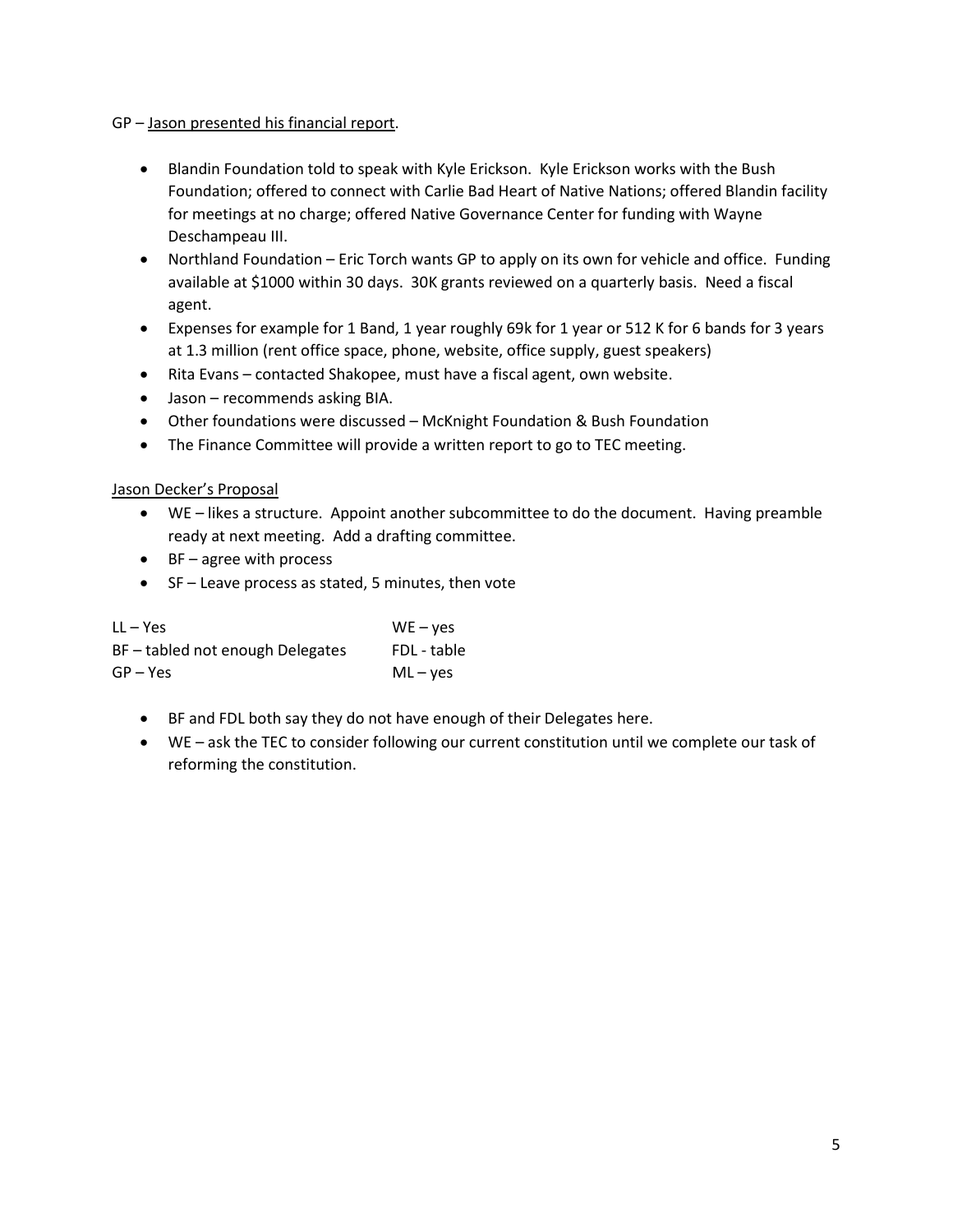GP – Jason presented his financial report.

- Blandin Foundation told to speak with Kyle Erickson. Kyle Erickson works with the Bush Foundation; offered to connect with Carlie Bad Heart of Native Nations; offered Blandin facility for meetings at no charge; offered Native Governance Center for funding with Wayne Deschampeau III.
- Northland Foundation – Eric Torch wants GP to apply on its own for vehicle and office. Funding available at $1000 within 30 days. 30K grants reviewed on a quarterly basis. Need a fiscal agent.
- Expenses for example for 1 Band, 1 year roughly 69k for 1 year or 512 K for 6 bands for 3 years at 1.3 million (rent office space, phone, website, office supply, guest speakers)
- Rita Evans – contacted Shakopee, must have a fiscal agent, own website.
- Jason – recommends asking BIA.
- Other foundations were discussed – McKnight Foundation & Bush Foundation
- The Finance Committee will provide a written report to go to TEC meeting.

Jason Decker's Proposal

- WE – likes a structure. Appoint another subcommittee to do the document. Having preamble ready at next meeting. Add a drafting committee.
- BF – agree with process
- SF – Leave process as stated, 5 minutes, then vote

| | |
|---|---|
| LL – Yes | WE – yes |
| BF – tabled not enough Delegates | FDL - table |
| GP – Yes | ML – yes |

- BF and FDL both say they do not have enough of their Delegates here.
- WE – ask the TEC to consider following our current constitution until we complete our task of reforming the constitution.